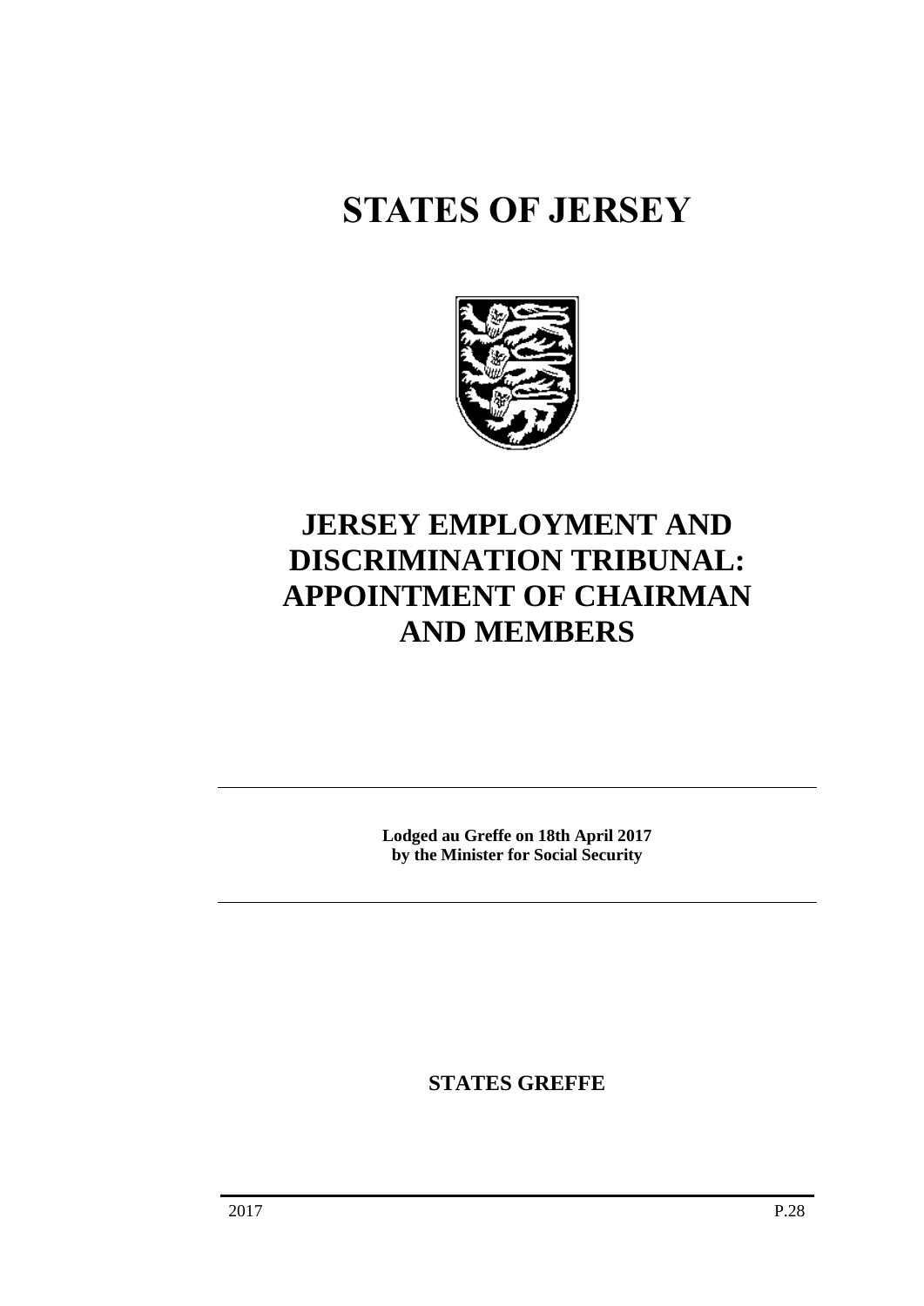# STATES OF JERSEY

# JERSEY EMPLOYMENT AND DISCRIMINATION TRIBUNAL: APPOINTMENT OF CHAIRMAN AND MEMBERS

**Lodged au Greffe on 18th April 2017**
**by the Minister for Social Security**

**STATES GREFFE**

2017 P.28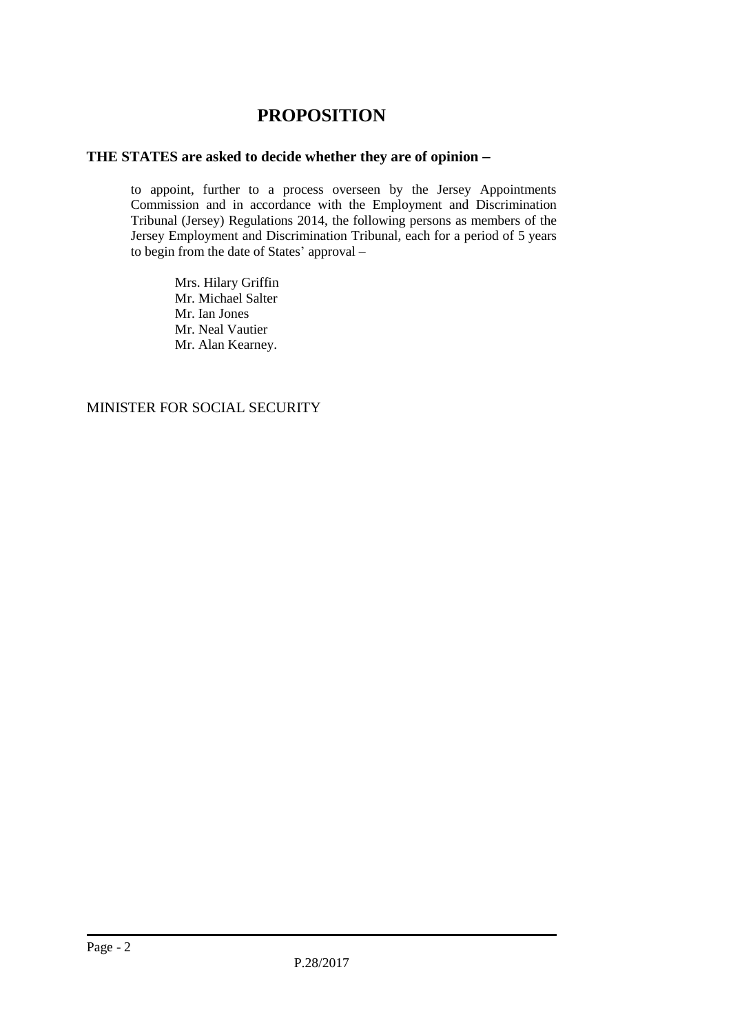# PROPOSITION

**THE STATES are asked to decide whether they are of opinion −**

to appoint, further to a process overseen by the Jersey Appointments Commission and in accordance with the Employment and Discrimination Tribunal (Jersey) Regulations 2014, the following persons as members of the Jersey Employment and Discrimination Tribunal, each for a period of 5 years to begin from the date of States' approval –

Mrs. Hilary Griffin
Mr. Michael Salter
Mr. Ian Jones
Mr. Neal Vautier
Mr. Alan Kearney.

MINISTER FOR SOCIAL SECURITY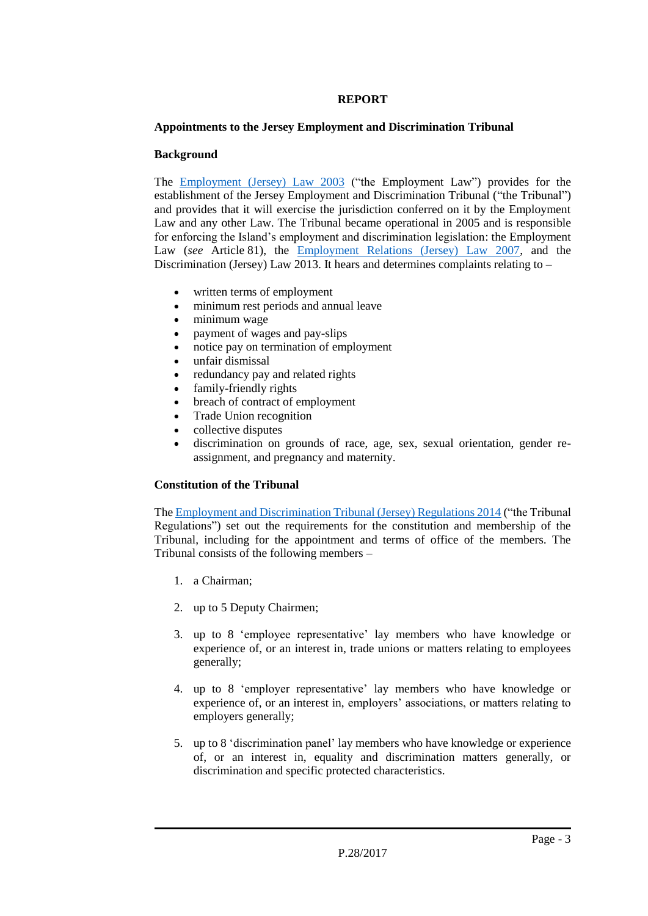# REPORT

## Appointments to the Jersey Employment and Discrimination Tribunal

### Background

The Employment (Jersey) Law 2003 ("the Employment Law") provides for the establishment of the Jersey Employment and Discrimination Tribunal ("the Tribunal") and provides that it will exercise the jurisdiction conferred on it by the Employment Law and any other Law. The Tribunal became operational in 2005 and is responsible for enforcing the Island's employment and discrimination legislation: the Employment Law (*see* Article 81), the Employment Relations (Jersey) Law 2007, and the Discrimination (Jersey) Law 2013. It hears and determines complaints relating to –

- written terms of employment
- minimum rest periods and annual leave
- minimum wage
- payment of wages and pay-slips
- notice pay on termination of employment
- unfair dismissal
- redundancy pay and related rights
- family-friendly rights
- breach of contract of employment
- Trade Union recognition
- collective disputes
- discrimination on grounds of race, age, sex, sexual orientation, gender re-assignment, and pregnancy and maternity.

### Constitution of the Tribunal

The Employment and Discrimination Tribunal (Jersey) Regulations 2014 ("the Tribunal Regulations") set out the requirements for the constitution and membership of the Tribunal, including for the appointment and terms of office of the members. The Tribunal consists of the following members –

1. a Chairman;
2. up to 5 Deputy Chairmen;
3. up to 8 'employee representative' lay members who have knowledge or experience of, or an interest in, trade unions or matters relating to employees generally;
4. up to 8 'employer representative' lay members who have knowledge or experience of, or an interest in, employers' associations, or matters relating to employers generally;
5. up to 8 'discrimination panel' lay members who have knowledge or experience of, or an interest in, equality and discrimination matters generally, or discrimination and specific protected characteristics.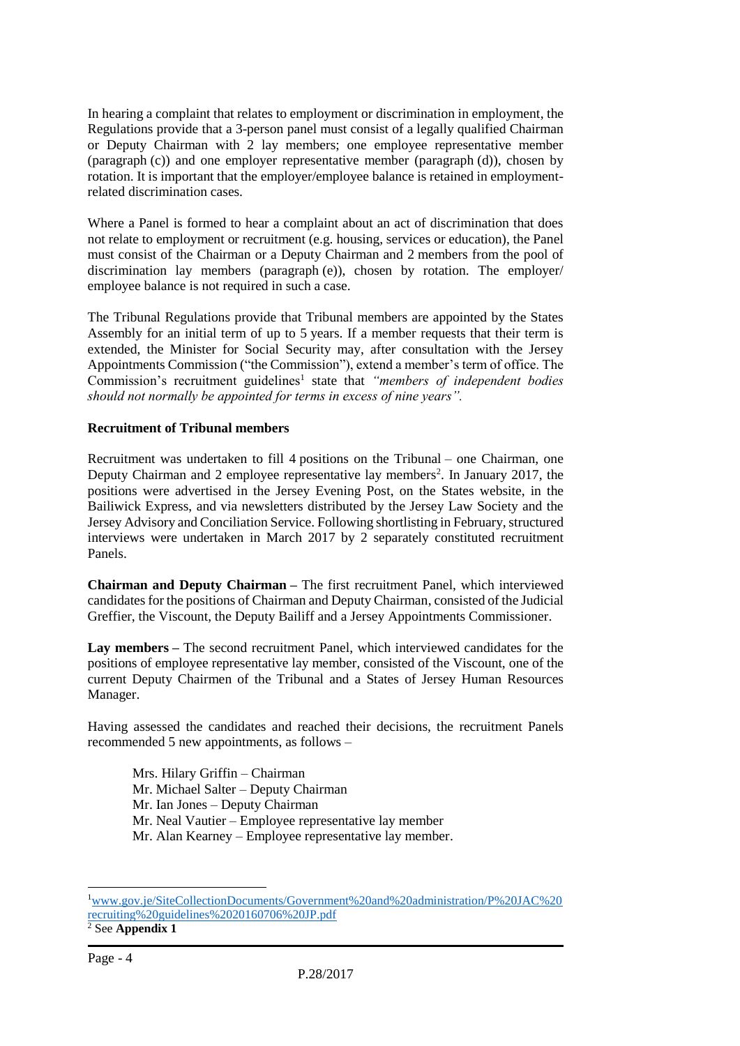In hearing a complaint that relates to employment or discrimination in employment, the Regulations provide that a 3-person panel must consist of a legally qualified Chairman or Deputy Chairman with 2 lay members; one employee representative member (paragraph (c)) and one employer representative member (paragraph (d)), chosen by rotation. It is important that the employer/employee balance is retained in employment-related discrimination cases.

Where a Panel is formed to hear a complaint about an act of discrimination that does not relate to employment or recruitment (e.g. housing, services or education), the Panel must consist of the Chairman or a Deputy Chairman and 2 members from the pool of discrimination lay members (paragraph (e)), chosen by rotation. The employer/ employee balance is not required in such a case.

The Tribunal Regulations provide that Tribunal members are appointed by the States Assembly for an initial term of up to 5 years. If a member requests that their term is extended, the Minister for Social Security may, after consultation with the Jersey Appointments Commission ("the Commission"), extend a member's term of office. The Commission's recruitment guidelines[1] state that *"members of independent bodies should not normally be appointed for terms in excess of nine years".*

**Recruitment of Tribunal members**

Recruitment was undertaken to fill 4 positions on the Tribunal – one Chairman, one Deputy Chairman and 2 employee representative lay members[2]. In January 2017, the positions were advertised in the Jersey Evening Post, on the States website, in the Bailiwick Express, and via newsletters distributed by the Jersey Law Society and the Jersey Advisory and Conciliation Service. Following shortlisting in February, structured interviews were undertaken in March 2017 by 2 separately constituted recruitment Panels.

**Chairman and Deputy Chairman –** The first recruitment Panel, which interviewed candidates for the positions of Chairman and Deputy Chairman, consisted of the Judicial Greffier, the Viscount, the Deputy Bailiff and a Jersey Appointments Commissioner.

**Lay members –** The second recruitment Panel, which interviewed candidates for the positions of employee representative lay member, consisted of the Viscount, one of the current Deputy Chairmen of the Tribunal and a States of Jersey Human Resources Manager.

Having assessed the candidates and reached their decisions, the recruitment Panels recommended 5 new appointments, as follows –

> Mrs. Hilary Griffin – Chairman
> Mr. Michael Salter – Deputy Chairman
> Mr. Ian Jones – Deputy Chairman
> Mr. Neal Vautier – Employee representative lay member
> Mr. Alan Kearney – Employee representative lay member.

---

[1] www.gov.je/SiteCollectionDocuments/Government%20and%20administration/P%20JAC%20recruiting%20guidelines%2020160706%20JP.pdf

[2] See **Appendix 1**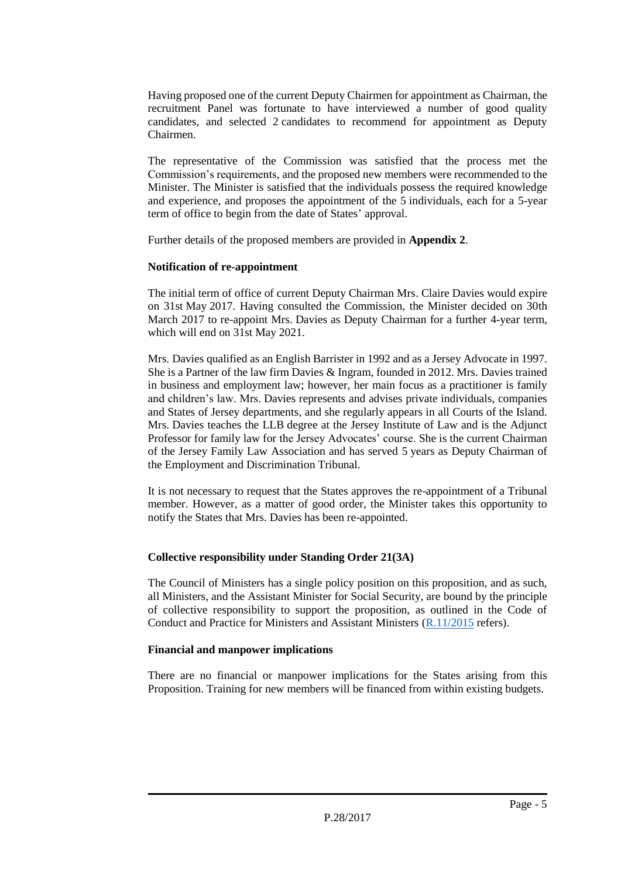Having proposed one of the current Deputy Chairmen for appointment as Chairman, the recruitment Panel was fortunate to have interviewed a number of good quality candidates, and selected 2 candidates to recommend for appointment as Deputy Chairmen.

The representative of the Commission was satisfied that the process met the Commission's requirements, and the proposed new members were recommended to the Minister. The Minister is satisfied that the individuals possess the required knowledge and experience, and proposes the appointment of the 5 individuals, each for a 5-year term of office to begin from the date of States' approval.

Further details of the proposed members are provided in **Appendix 2**.

**Notification of re-appointment**

The initial term of office of current Deputy Chairman Mrs. Claire Davies would expire on 31st May 2017. Having consulted the Commission, the Minister decided on 30th March 2017 to re-appoint Mrs. Davies as Deputy Chairman for a further 4-year term, which will end on 31st May 2021.

Mrs. Davies qualified as an English Barrister in 1992 and as a Jersey Advocate in 1997. She is a Partner of the law firm Davies & Ingram, founded in 2012. Mrs. Davies trained in business and employment law; however, her main focus as a practitioner is family and children's law. Mrs. Davies represents and advises private individuals, companies and States of Jersey departments, and she regularly appears in all Courts of the Island. Mrs. Davies teaches the LLB degree at the Jersey Institute of Law and is the Adjunct Professor for family law for the Jersey Advocates' course. She is the current Chairman of the Jersey Family Law Association and has served 5 years as Deputy Chairman of the Employment and Discrimination Tribunal.

It is not necessary to request that the States approves the re-appointment of a Tribunal member. However, as a matter of good order, the Minister takes this opportunity to notify the States that Mrs. Davies has been re-appointed.

**Collective responsibility under Standing Order 21(3A)**

The Council of Ministers has a single policy position on this proposition, and as such, all Ministers, and the Assistant Minister for Social Security, are bound by the principle of collective responsibility to support the proposition, as outlined in the Code of Conduct and Practice for Ministers and Assistant Ministers (R.11/2015 refers).

**Financial and manpower implications**

There are no financial or manpower implications for the States arising from this Proposition. Training for new members will be financed from within existing budgets.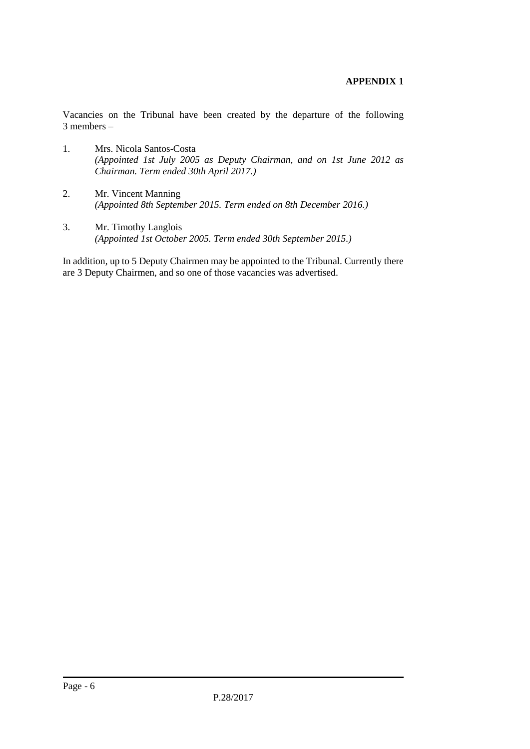**APPENDIX 1**

Vacancies on the Tribunal have been created by the departure of the following 3 members –

1. Mrs. Nicola Santos-Costa
   *(Appointed 1st July 2005 as Deputy Chairman, and on 1st June 2012 as Chairman. Term ended 30th April 2017.)*

2. Mr. Vincent Manning
   *(Appointed 8th September 2015. Term ended on 8th December 2016.)*

3. Mr. Timothy Langlois
   *(Appointed 1st October 2005. Term ended 30th September 2015.)*

In addition, up to 5 Deputy Chairmen may be appointed to the Tribunal. Currently there are 3 Deputy Chairmen, and so one of those vacancies was advertised.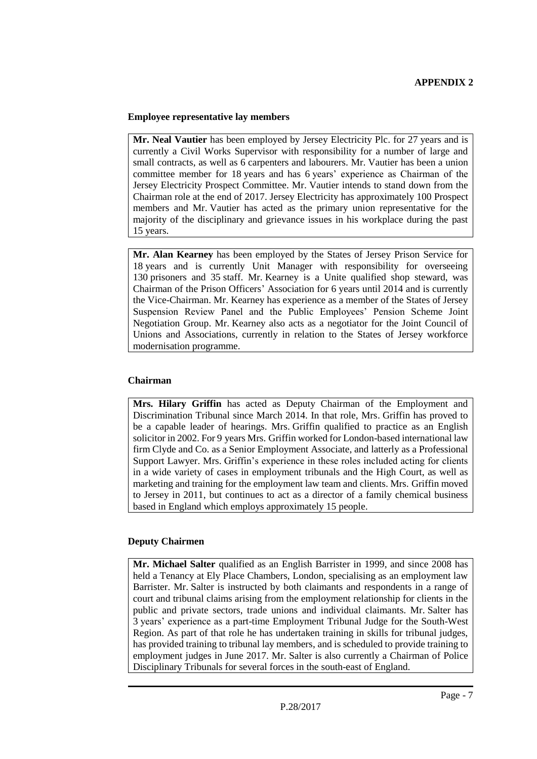**APPENDIX 2**

**Employee representative lay members**

**Mr. Neal Vautier** has been employed by Jersey Electricity Plc. for 27 years and is currently a Civil Works Supervisor with responsibility for a number of large and small contracts, as well as 6 carpenters and labourers. Mr. Vautier has been a union committee member for 18 years and has 6 years' experience as Chairman of the Jersey Electricity Prospect Committee. Mr. Vautier intends to stand down from the Chairman role at the end of 2017. Jersey Electricity has approximately 100 Prospect members and Mr. Vautier has acted as the primary union representative for the majority of the disciplinary and grievance issues in his workplace during the past 15 years.

**Mr. Alan Kearney** has been employed by the States of Jersey Prison Service for 18 years and is currently Unit Manager with responsibility for overseeing 130 prisoners and 35 staff. Mr. Kearney is a Unite qualified shop steward, was Chairman of the Prison Officers' Association for 6 years until 2014 and is currently the Vice-Chairman. Mr. Kearney has experience as a member of the States of Jersey Suspension Review Panel and the Public Employees' Pension Scheme Joint Negotiation Group. Mr. Kearney also acts as a negotiator for the Joint Council of Unions and Associations, currently in relation to the States of Jersey workforce modernisation programme.

**Chairman**

**Mrs. Hilary Griffin** has acted as Deputy Chairman of the Employment and Discrimination Tribunal since March 2014. In that role, Mrs. Griffin has proved to be a capable leader of hearings. Mrs. Griffin qualified to practice as an English solicitor in 2002. For 9 years Mrs. Griffin worked for London-based international law firm Clyde and Co. as a Senior Employment Associate, and latterly as a Professional Support Lawyer. Mrs. Griffin's experience in these roles included acting for clients in a wide variety of cases in employment tribunals and the High Court, as well as marketing and training for the employment law team and clients. Mrs. Griffin moved to Jersey in 2011, but continues to act as a director of a family chemical business based in England which employs approximately 15 people.

**Deputy Chairmen**

**Mr. Michael Salter** qualified as an English Barrister in 1999, and since 2008 has held a Tenancy at Ely Place Chambers, London, specialising as an employment law Barrister. Mr. Salter is instructed by both claimants and respondents in a range of court and tribunal claims arising from the employment relationship for clients in the public and private sectors, trade unions and individual claimants. Mr. Salter has 3 years' experience as a part-time Employment Tribunal Judge for the South-West Region. As part of that role he has undertaken training in skills for tribunal judges, has provided training to tribunal lay members, and is scheduled to provide training to employment judges in June 2017. Mr. Salter is also currently a Chairman of Police Disciplinary Tribunals for several forces in the south-east of England.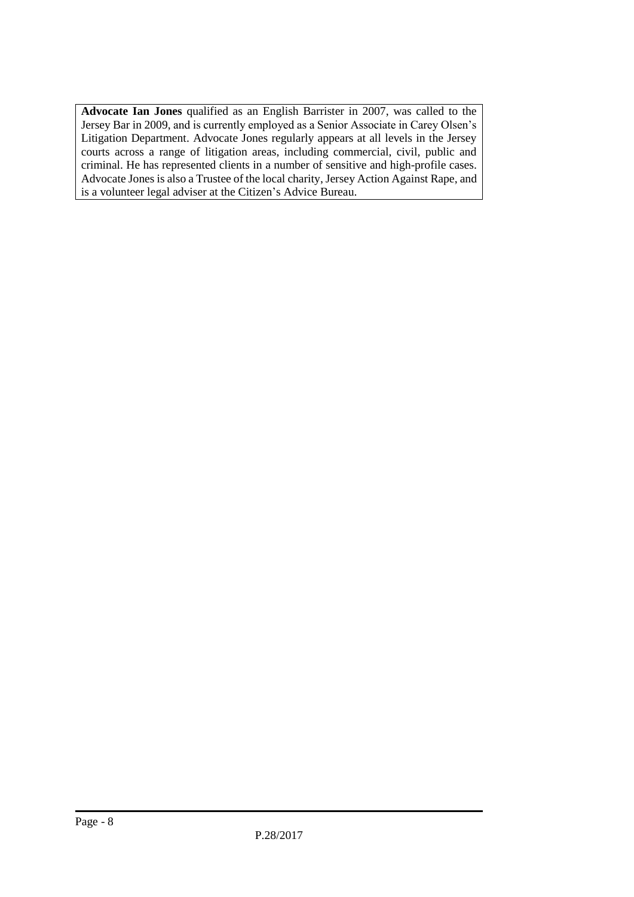**Advocate Ian Jones** qualified as an English Barrister in 2007, was called to the Jersey Bar in 2009, and is currently employed as a Senior Associate in Carey Olsen's Litigation Department. Advocate Jones regularly appears at all levels in the Jersey courts across a range of litigation areas, including commercial, civil, public and criminal. He has represented clients in a number of sensitive and high-profile cases. Advocate Jones is also a Trustee of the local charity, Jersey Action Against Rape, and is a volunteer legal adviser at the Citizen's Advice Bureau.